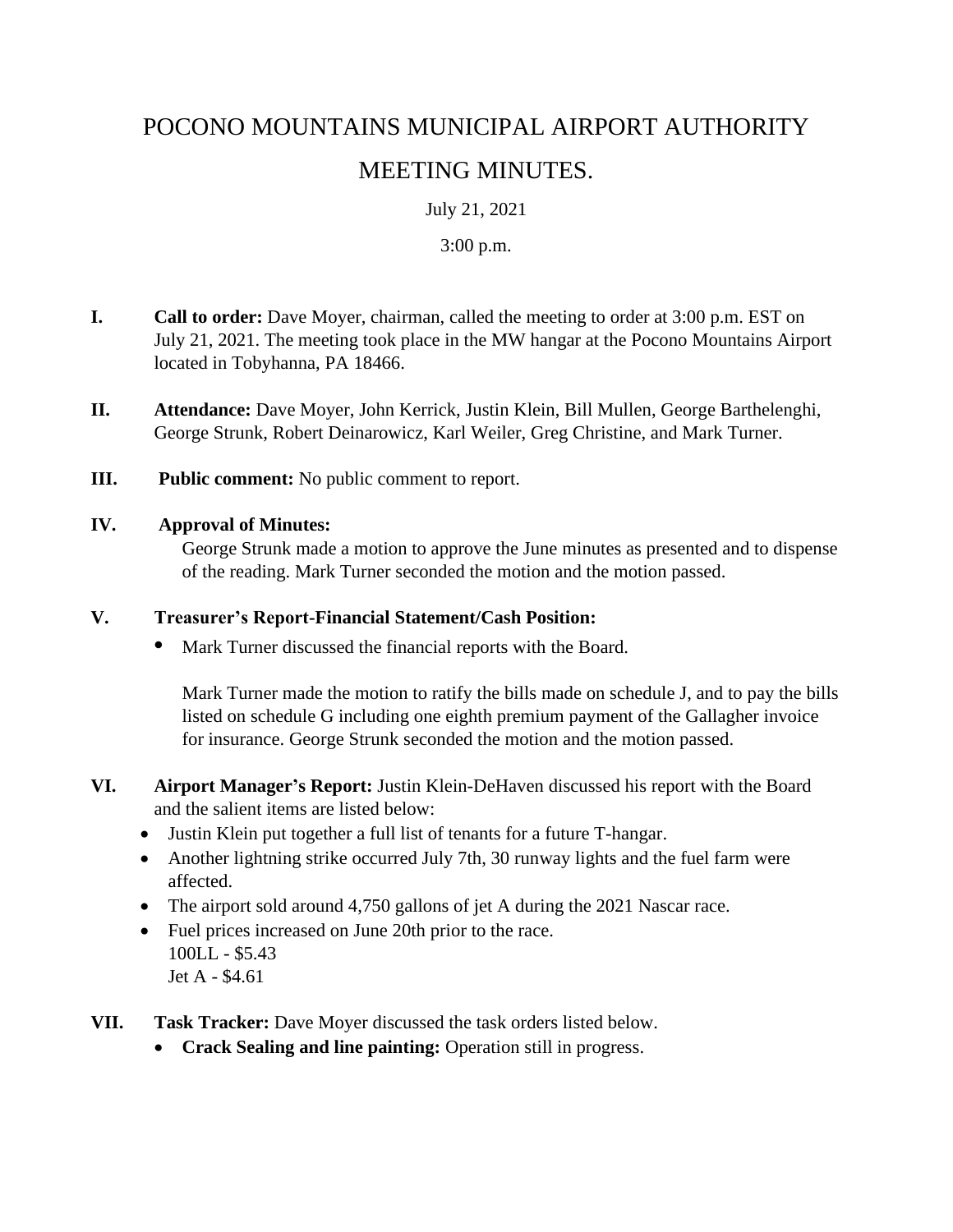# POCONO MOUNTAINS MUNICIPAL AIRPORT AUTHORITY

# MEETING MINUTES.

July 21, 2021

3:00 p.m.

**I. Call to order:** Dave Moyer, chairman, called the meeting to order at 3:00 p.m. EST on July 21, 2021. The meeting took place in the MW hangar at the Pocono Mountains Airport located in Tobyhanna, PA 18466.

**II. Attendance:** Dave Moyer, John Kerrick, Justin Klein, Bill Mullen, George Barthelenghi, George Strunk, Robert Deinarowicz, Karl Weiler, Greg Christine, and Mark Turner.

**III. Public comment:** No public comment to report.

**IV. Approval of Minutes:**

George Strunk made a motion to approve the June minutes as presented and to dispense of the reading. Mark Turner seconded the motion and the motion passed.

**V. Treasurer's Report-Financial Statement/Cash Position:**

- Mark Turner discussed the financial reports with the Board.

  Mark Turner made the motion to ratify the bills made on schedule J, and to pay the bills listed on schedule G including one eighth premium payment of the Gallagher invoice for insurance. George Strunk seconded the motion and the motion passed.

**VI. Airport Manager's Report:** Justin Klein-DeHaven discussed his report with the Board and the salient items are listed below:

- Justin Klein put together a full list of tenants for a future T-hangar.
- Another lightning strike occurred July 7th, 30 runway lights and the fuel farm were affected.
- The airport sold around 4,750 gallons of jet A during the 2021 Nascar race.
- Fuel prices increased on June 20th prior to the race.
  100LL - $5.43
  Jet A - $4.61

**VII. Task Tracker:** Dave Moyer discussed the task orders listed below.

- **Crack Sealing and line painting:** Operation still in progress.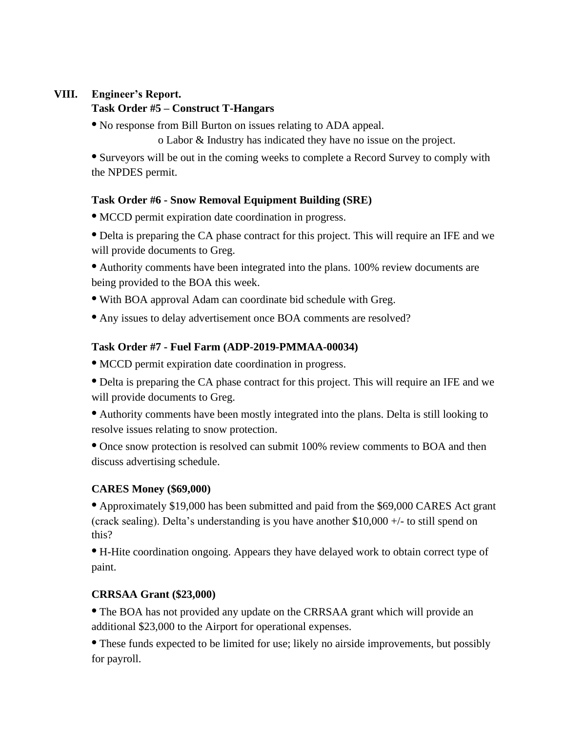## VIII. Engineer's Report.

### Task Order #5 – Construct T-Hangars

- No response from Bill Burton on issues relating to ADA appeal.
  - Labor & Industry has indicated they have no issue on the project.
- Surveyors will be out in the coming weeks to complete a Record Survey to comply with the NPDES permit.

### Task Order #6 - Snow Removal Equipment Building (SRE)

- MCCD permit expiration date coordination in progress.
- Delta is preparing the CA phase contract for this project. This will require an IFE and we will provide documents to Greg.
- Authority comments have been integrated into the plans. 100% review documents are being provided to the BOA this week.
- With BOA approval Adam can coordinate bid schedule with Greg.
- Any issues to delay advertisement once BOA comments are resolved?

### Task Order #7 - Fuel Farm (ADP-2019-PMMAA-00034)

- MCCD permit expiration date coordination in progress.
- Delta is preparing the CA phase contract for this project. This will require an IFE and we will provide documents to Greg.
- Authority comments have been mostly integrated into the plans. Delta is still looking to resolve issues relating to snow protection.
- Once snow protection is resolved can submit 100% review comments to BOA and then discuss advertising schedule.

### CARES Money ($69,000)

- Approximately $19,000 has been submitted and paid from the $69,000 CARES Act grant (crack sealing). Delta's understanding is you have another $10,000 +/- to still spend on this?
- H-Hite coordination ongoing. Appears they have delayed work to obtain correct type of paint.

### CRRSAA Grant ($23,000)

- The BOA has not provided any update on the CRRSAA grant which will provide an additional $23,000 to the Airport for operational expenses.
- These funds expected to be limited for use; likely no airside improvements, but possibly for payroll.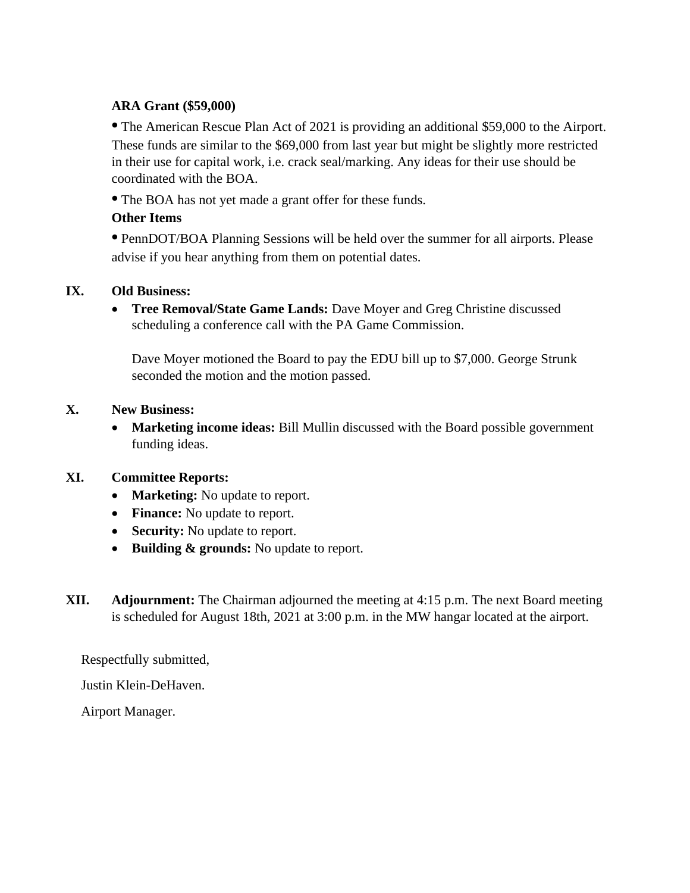**ARA Grant ($59,000)**

• The American Rescue Plan Act of 2021 is providing an additional $59,000 to the Airport. These funds are similar to the $69,000 from last year but might be slightly more restricted in their use for capital work, i.e. crack seal/marking. Any ideas for their use should be coordinated with the BOA.

• The BOA has not yet made a grant offer for these funds.

**Other Items**

• PennDOT/BOA Planning Sessions will be held over the summer for all airports. Please advise if you hear anything from them on potential dates.

**IX. Old Business:**

- **Tree Removal/State Game Lands:** Dave Moyer and Greg Christine discussed scheduling a conference call with the PA Game Commission.

  Dave Moyer motioned the Board to pay the EDU bill up to $7,000. George Strunk seconded the motion and the motion passed.

**X. New Business:**

- **Marketing income ideas:** Bill Mullin discussed with the Board possible government funding ideas.

**XI. Committee Reports:**

- **Marketing:** No update to report.
- **Finance:** No update to report.
- **Security:** No update to report.
- **Building & grounds:** No update to report.

**XII. Adjournment:** The Chairman adjourned the meeting at 4:15 p.m. The next Board meeting is scheduled for August 18th, 2021 at 3:00 p.m. in the MW hangar located at the airport.

Respectfully submitted,

Justin Klein-DeHaven.

Airport Manager.